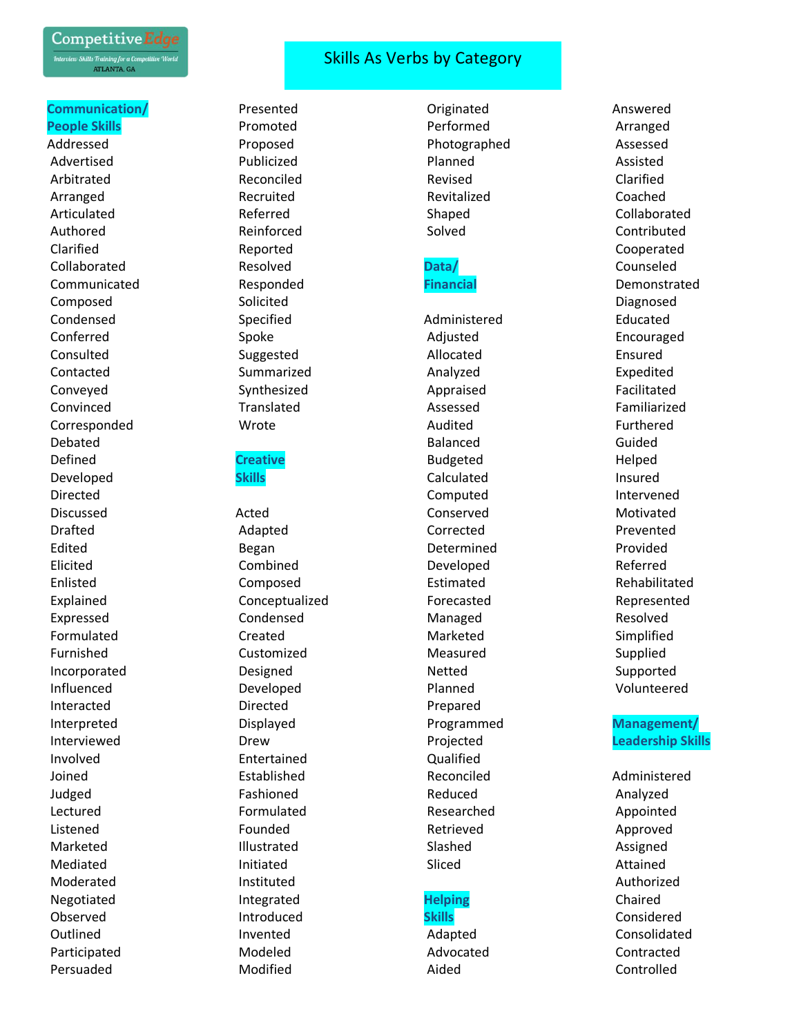CompetitiveEdge
Interview Skills Training for a Competitive World
ATLANTA, GA

# Skills As Verbs by Category

## Communication/ People Skills

- Addressed
- Advertised
- Arbitrated
- Arranged
- Articulated
- Authored
- Clarified
- Collaborated
- Communicated
- Composed
- Condensed
- Conferred
- Consulted
- Contacted
- Conveyed
- Convinced
- Corresponded
- Debated
- Defined
- Developed
- Directed
- Discussed
- Drafted
- Edited
- Elicited
- Enlisted
- Explained
- Expressed
- Formulated
- Furnished
- Incorporated
- Influenced
- Interacted
- Interpreted
- Interviewed
- Involved
- Joined
- Judged
- Lectured
- Listened
- Marketed
- Mediated
- Moderated
- Negotiated
- Observed
- Outlined
- Participated
- Persuaded
- Presented
- Promoted
- Proposed
- Publicized
- Reconciled
- Recruited
- Referred
- Reinforced
- Reported
- Resolved
- Responded
- Solicited
- Specified
- Spoke
- Suggested
- Summarized
- Synthesized
- Translated
- Wrote

## Creative Skills

- Acted
- Adapted
- Began
- Combined
- Composed
- Conceptualized
- Condensed
- Created
- Customized
- Designed
- Developed
- Directed
- Displayed
- Drew
- Entertained
- Established
- Fashioned
- Formulated
- Founded
- Illustrated
- Initiated
- Instituted
- Integrated
- Introduced
- Invented
- Modeled
- Modified
- Originated
- Performed
- Photographed
- Planned
- Revised
- Revitalized
- Shaped
- Solved

## Data/ Financial

- Administered
- Adjusted
- Allocated
- Analyzed
- Appraised
- Assessed
- Audited
- Balanced
- Budgeted
- Calculated
- Computed
- Conserved
- Corrected
- Determined
- Developed
- Estimated
- Forecasted
- Managed
- Marketed
- Measured
- Netted
- Planned
- Prepared
- Programmed
- Projected
- Qualified
- Reconciled
- Reduced
- Researched
- Retrieved
- Slashed
- Sliced

## Helping Skills

- Adapted
- Advocated
- Aided
- Answered
- Arranged
- Assessed
- Assisted
- Clarified
- Coached
- Collaborated
- Contributed
- Cooperated
- Counseled
- Demonstrated
- Diagnosed
- Educated
- Encouraged
- Ensured
- Expedited
- Facilitated
- Familiarized
- Furthered
- Guided
- Helped
- Insured
- Intervened
- Motivated
- Prevented
- Provided
- Referred
- Rehabilitated
- Represented
- Resolved
- Simplified
- Supplied
- Supported
- Volunteered

## Management/ Leadership Skills

- Administered
- Analyzed
- Appointed
- Approved
- Assigned
- Attained
- Authorized
- Chaired
- Considered
- Consolidated
- Contracted
- Controlled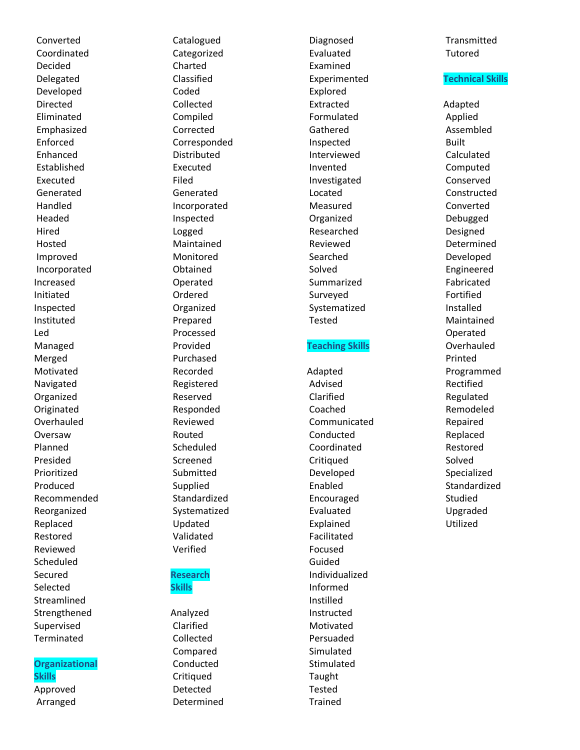Converted
Coordinated
Decided
Delegated
Developed
Directed
Eliminated
Emphasized
Enforced
Enhanced
Established
Executed
Generated
Handled
Headed
Hired
Hosted
Improved
Incorporated
Increased
Initiated
Inspected
Instituted
Led
Managed
Merged
Motivated
Navigated
Organized
Originated
Overhauled
Oversaw
Planned
Presided
Prioritized
Produced
Recommended
Reorganized
Replaced
Restored
Reviewed
Scheduled
Secured
Selected
Streamlined
Strengthened
Supervised
Terminated

## Organizational Skills

Approved
Arranged
Catalogued
Categorized
Charted
Classified
Coded
Collected
Compiled
Corrected
Corresponded
Distributed
Executed
Filed
Generated
Incorporated
Inspected
Logged
Maintained
Monitored
Obtained
Operated
Ordered
Organized
Prepared
Processed
Provided
Purchased
Recorded
Registered
Reserved
Responded
Reviewed
Routed
Scheduled
Screened
Submitted
Supplied
Standardized
Systematized
Updated
Validated
Verified

## Research Skills

Analyzed
Clarified
Collected
Compared
Conducted
Critiqued
Detected
Determined
Diagnosed
Evaluated
Examined
Experimented
Explored
Extracted
Formulated
Gathered
Inspected
Interviewed
Invented
Investigated
Located
Measured
Organized
Researched
Reviewed
Searched
Solved
Summarized
Surveyed
Systematized
Tested

## Teaching Skills

Adapted
Advised
Clarified
Coached
Communicated
Conducted
Coordinated
Critiqued
Developed
Enabled
Encouraged
Evaluated
Explained
Facilitated
Focused
Guided
Individualized
Informed
Instilled
Instructed
Motivated
Persuaded
Simulated
Stimulated
Taught
Tested
Trained
Transmitted
Tutored

## Technical Skills

Adapted
Applied
Assembled
Built
Calculated
Computed
Conserved
Constructed
Converted
Debugged
Designed
Determined
Developed
Engineered
Fabricated
Fortified
Installed
Maintained
Operated
Overhauled
Printed
Programmed
Rectified
Regulated
Remodeled
Repaired
Replaced
Restored
Solved
Specialized
Standardized
Studied
Upgraded
Utilized